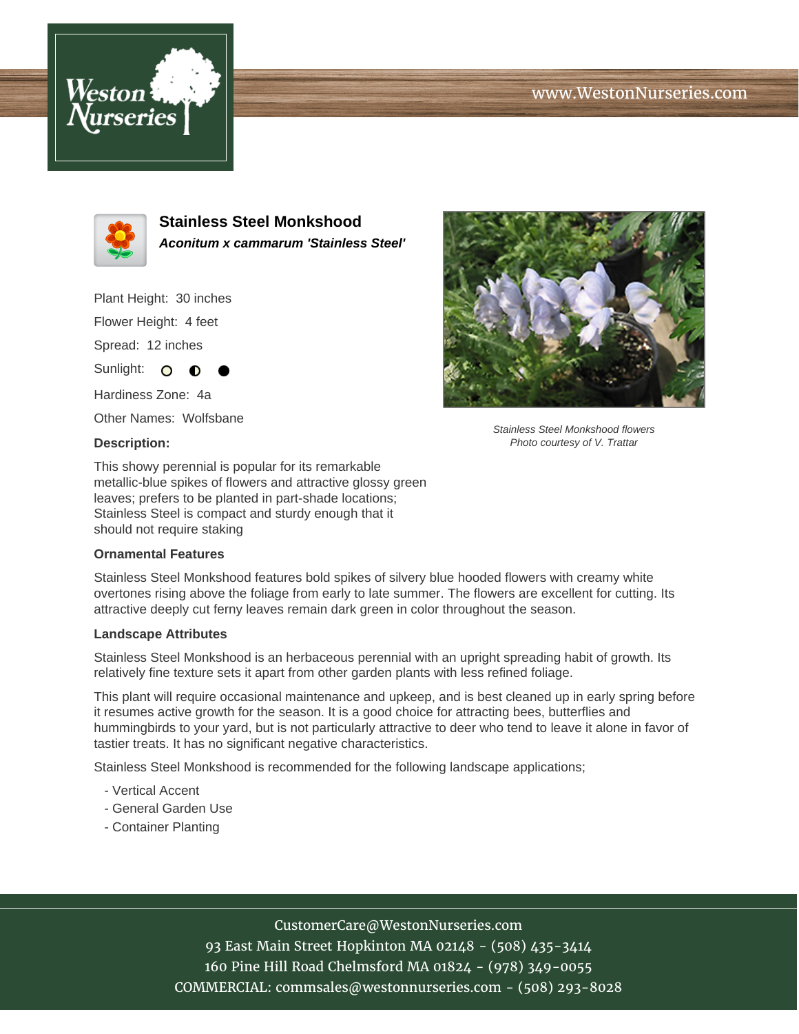# Stainless Steel Monkshood

***Aconitum x cammarum 'Stainless Steel'***

Plant Height: 30 inches

Flower Height: 4 feet

Spread: 12 inches

Sunlight: ○ ◐ ●

Hardiness Zone: 4a

Other Names: Wolfsbane

*Stainless Steel Monkshood flowers*
*Photo courtesy of V. Trattar*

### Description:

This showy perennial is popular for its remarkable metallic-blue spikes of flowers and attractive glossy green leaves; prefers to be planted in part-shade locations; Stainless Steel is compact and sturdy enough that it should not require staking

### Ornamental Features

Stainless Steel Monkshood features bold spikes of silvery blue hooded flowers with creamy white overtones rising above the foliage from early to late summer. The flowers are excellent for cutting. Its attractive deeply cut ferny leaves remain dark green in color throughout the season.

### Landscape Attributes

Stainless Steel Monkshood is an herbaceous perennial with an upright spreading habit of growth. Its relatively fine texture sets it apart from other garden plants with less refined foliage.

This plant will require occasional maintenance and upkeep, and is best cleaned up in early spring before it resumes active growth for the season. It is a good choice for attracting bees, butterflies and hummingbirds to your yard, but is not particularly attractive to deer who tend to leave it alone in favor of tastier treats. It has no significant negative characteristics.

Stainless Steel Monkshood is recommended for the following landscape applications;

- Vertical Accent
- General Garden Use
- Container Planting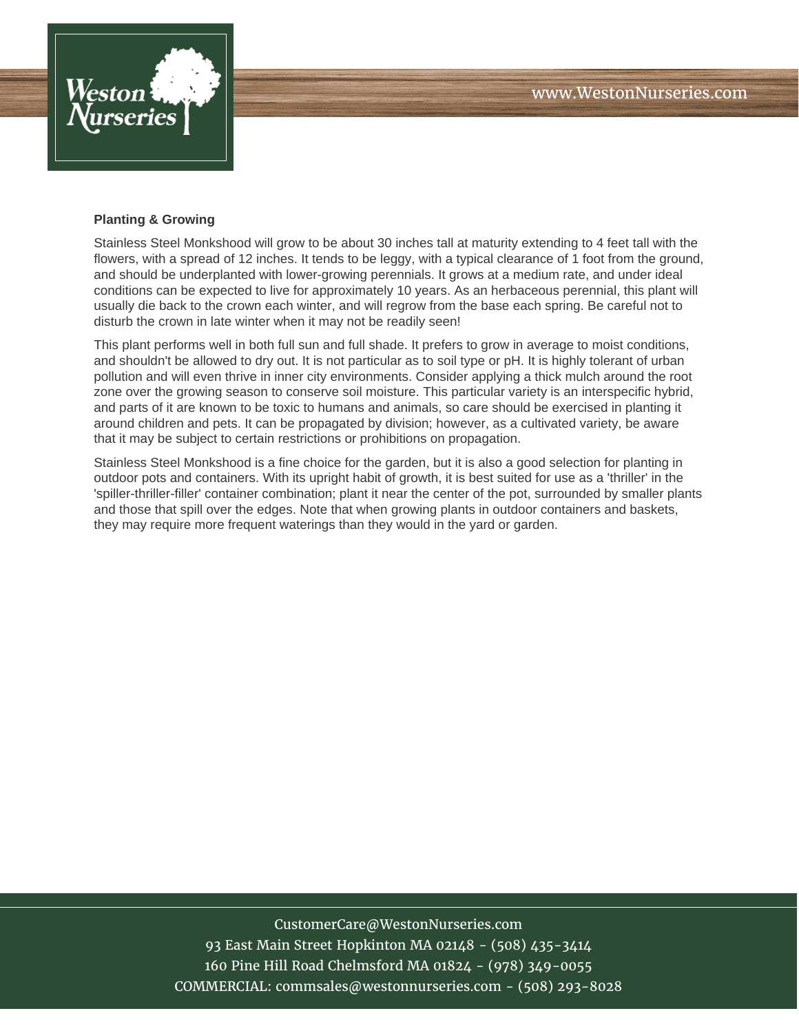**Planting & Growing**

Stainless Steel Monkshood will grow to be about 30 inches tall at maturity extending to 4 feet tall with the flowers, with a spread of 12 inches. It tends to be leggy, with a typical clearance of 1 foot from the ground, and should be underplanted with lower-growing perennials. It grows at a medium rate, and under ideal conditions can be expected to live for approximately 10 years. As an herbaceous perennial, this plant will usually die back to the crown each winter, and will regrow from the base each spring. Be careful not to disturb the crown in late winter when it may not be readily seen!

This plant performs well in both full sun and full shade. It prefers to grow in average to moist conditions, and shouldn't be allowed to dry out. It is not particular as to soil type or pH. It is highly tolerant of urban pollution and will even thrive in inner city environments. Consider applying a thick mulch around the root zone over the growing season to conserve soil moisture. This particular variety is an interspecific hybrid, and parts of it are known to be toxic to humans and animals, so care should be exercised in planting it around children and pets. It can be propagated by division; however, as a cultivated variety, be aware that it may be subject to certain restrictions or prohibitions on propagation.

Stainless Steel Monkshood is a fine choice for the garden, but it is also a good selection for planting in outdoor pots and containers. With its upright habit of growth, it is best suited for use as a 'thriller' in the 'spiller-thriller-filler' container combination; plant it near the center of the pot, surrounded by smaller plants and those that spill over the edges. Note that when growing plants in outdoor containers and baskets, they may require more frequent waterings than they would in the yard or garden.